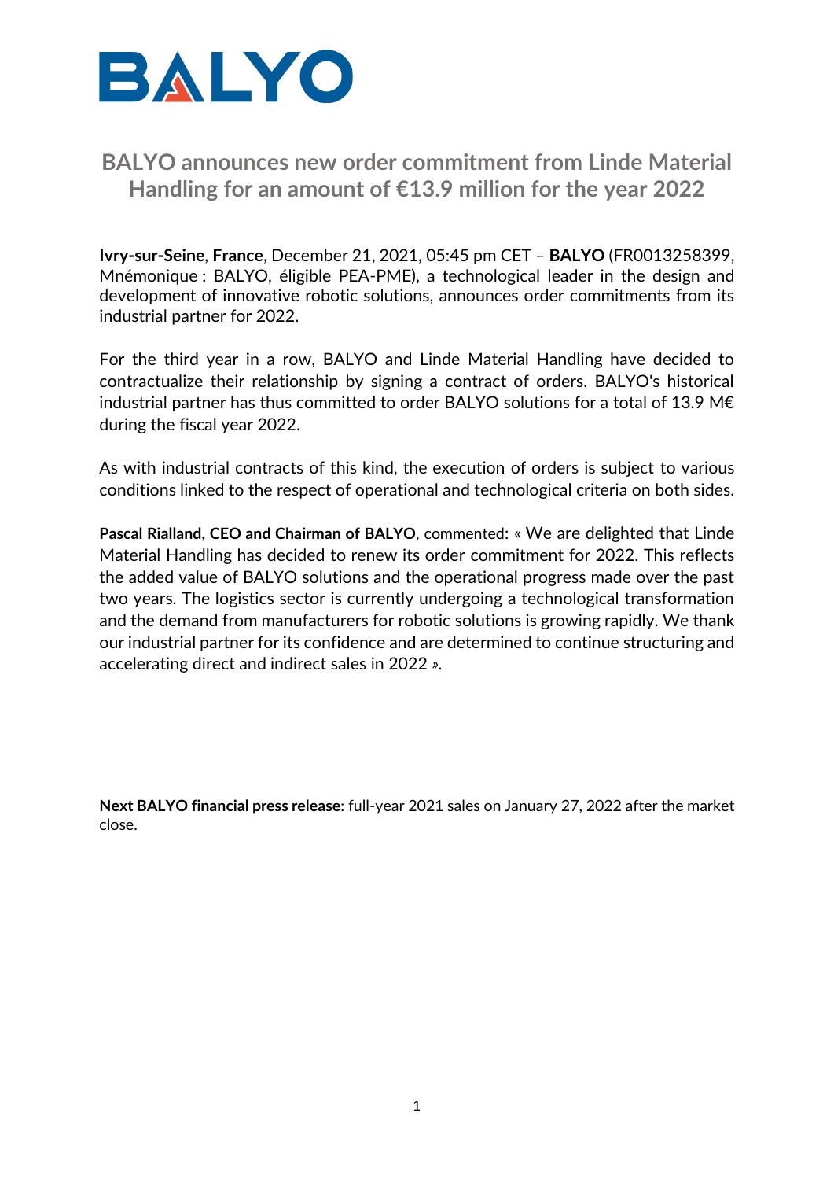# BALYO

## BALYO announces new order commitment from Linde Material Handling for an amount of €13.9 million for the year 2022

**Ivry-sur-Seine**, **France**, December 21, 2021, 05:45 pm CET – **BALYO** (FR0013258399, Mnémonique : BALYO, éligible PEA-PME), a technological leader in the design and development of innovative robotic solutions, announces order commitments from its industrial partner for 2022.

For the third year in a row, BALYO and Linde Material Handling have decided to contractualize their relationship by signing a contract of orders. BALYO's historical industrial partner has thus committed to order BALYO solutions for a total of 13.9 M€ during the fiscal year 2022.

As with industrial contracts of this kind, the execution of orders is subject to various conditions linked to the respect of operational and technological criteria on both sides.

**Pascal Rialland, CEO and Chairman of BALYO**, commented: « We are delighted that Linde Material Handling has decided to renew its order commitment for 2022. This reflects the added value of BALYO solutions and the operational progress made over the past two years. The logistics sector is currently undergoing a technological transformation and the demand from manufacturers for robotic solutions is growing rapidly. We thank our industrial partner for its confidence and are determined to continue structuring and accelerating direct and indirect sales in 2022 ».

**Next BALYO financial press release**: full-year 2021 sales on January 27, 2022 after the market close.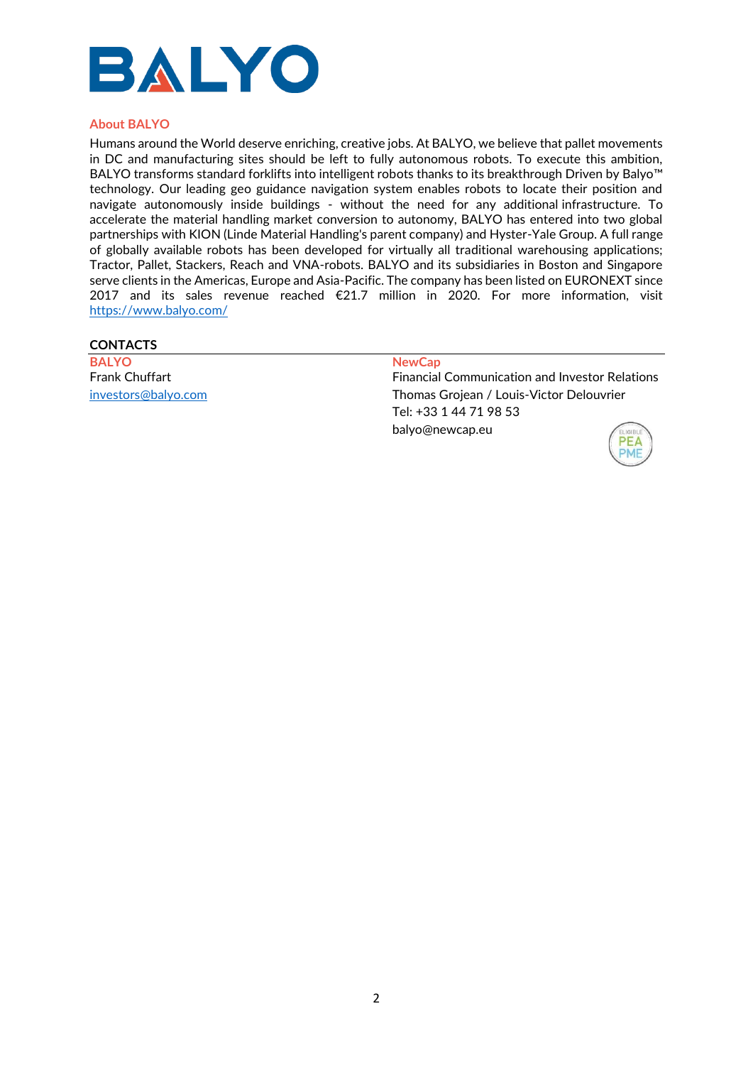## About BALYO

Humans around the World deserve enriching, creative jobs. At BALYO, we believe that pallet movements in DC and manufacturing sites should be left to fully autonomous robots. To execute this ambition, BALYO transforms standard forklifts into intelligent robots thanks to its breakthrough Driven by Balyo™ technology. Our leading geo guidance navigation system enables robots to locate their position and navigate autonomously inside buildings - without the need for any additional infrastructure. To accelerate the material handling market conversion to autonomy, BALYO has entered into two global partnerships with KION (Linde Material Handling's parent company) and Hyster-Yale Group. A full range of globally available robots has been developed for virtually all traditional warehousing applications; Tractor, Pallet, Stackers, Reach and VNA-robots. BALYO and its subsidiaries in Boston and Singapore serve clients in the Americas, Europe and Asia-Pacific. The company has been listed on EURONEXT since 2017 and its sales revenue reached €21.7 million in 2020. For more information, visit https://www.balyo.com/

## CONTACTS

**BALYO**
Frank Chuffart
investors@balyo.com

**NewCap**
Financial Communication and Investor Relations
Thomas Grojean / Louis-Victor Delouvrier
Tel: +33 1 44 71 98 53
balyo@newcap.eu

ELIGIBLE PEA PME